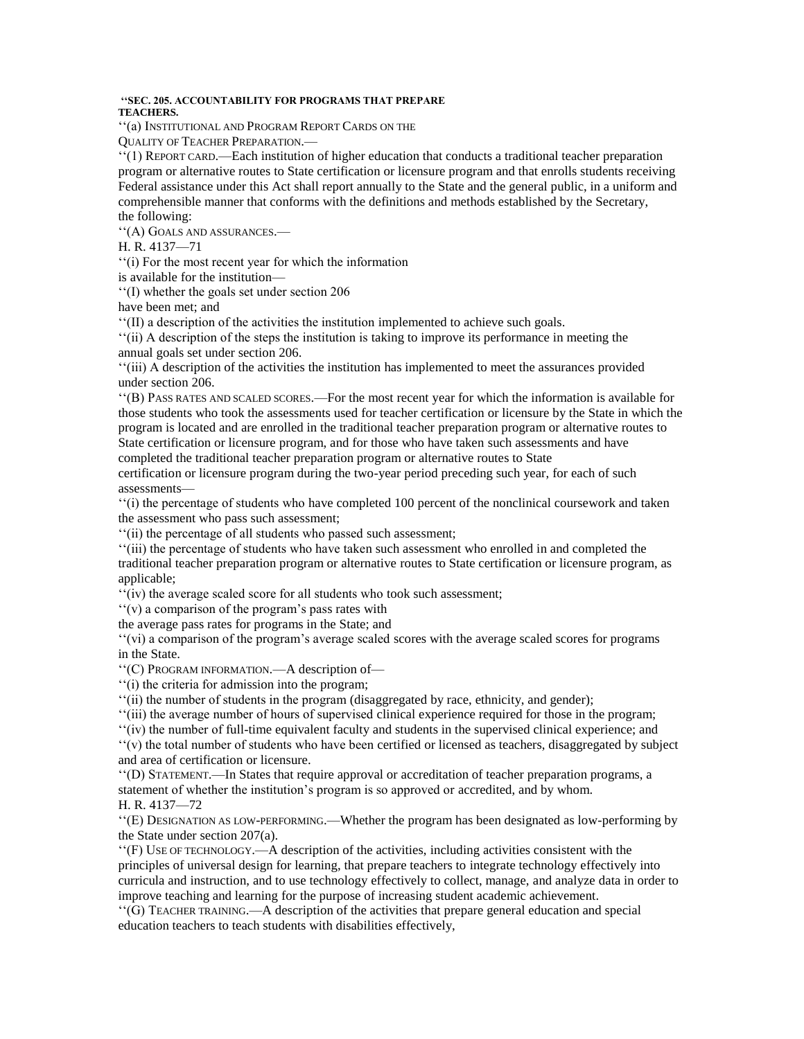**''SEC. 205. ACCOUNTABILITY FOR PROGRAMS THAT PREPARE TEACHERS.**

''(a) INSTITUTIONAL AND PROGRAM REPORT CARDS ON THE QUALITY OF TEACHER PREPARATION.—

''(1) REPORT CARD.—Each institution of higher education that conducts a traditional teacher preparation program or alternative routes to State certification or licensure program and that enrolls students receiving Federal assistance under this Act shall report annually to the State and the general public, in a uniform and comprehensible manner that conforms with the definitions and methods established by the Secretary, the following:

''(A) GOALS AND ASSURANCES.—

''(i) For the most recent year for which the information is available for the institution—

''(I) whether the goals set under section 206 have been met; and

''(II) a description of the activities the institution implemented to achieve such goals.

''(ii) A description of the steps the institution is taking to improve its performance in meeting the annual goals set under section 206.

''(iii) A description of the activities the institution has implemented to meet the assurances provided under section 206.

''(B) PASS RATES AND SCALED SCORES.—For the most recent year for which the information is available for those students who took the assessments used for teacher certification or licensure by the State in which the program is located and are enrolled in the traditional teacher preparation program or alternative routes to State certification or licensure program, and for those who have taken such assessments and have completed the traditional teacher preparation program or alternative routes to State certification or licensure program during the two-year period preceding such year, for each of such assessments—

''(i) the percentage of students who have completed 100 percent of the nonclinical coursework and taken the assessment who pass such assessment;

''(ii) the percentage of all students who passed such assessment;

''(iii) the percentage of students who have taken such assessment who enrolled in and completed the traditional teacher preparation program or alternative routes to State certification or licensure program, as applicable;

''(iv) the average scaled score for all students who took such assessment;

''(v) a comparison of the program's pass rates with the average pass rates for programs in the State; and

''(vi) a comparison of the program's average scaled scores with the average scaled scores for programs in the State.

''(C) PROGRAM INFORMATION.—A description of—

''(i) the criteria for admission into the program;

''(ii) the number of students in the program (disaggregated by race, ethnicity, and gender);

''(iii) the average number of hours of supervised clinical experience required for those in the program;

''(iv) the number of full-time equivalent faculty and students in the supervised clinical experience; and

''(v) the total number of students who have been certified or licensed as teachers, disaggregated by subject and area of certification or licensure.

''(D) STATEMENT.—In States that require approval or accreditation of teacher preparation programs, a statement of whether the institution's program is so approved or accredited, and by whom.

''(E) DESIGNATION AS LOW-PERFORMING.—Whether the program has been designated as low-performing by the State under section 207(a).

''(F) USE OF TECHNOLOGY.—A description of the activities, including activities consistent with the principles of universal design for learning, that prepare teachers to integrate technology effectively into curricula and instruction, and to use technology effectively to collect, manage, and analyze data in order to improve teaching and learning for the purpose of increasing student academic achievement.

''(G) TEACHER TRAINING.—A description of the activities that prepare general education and special education teachers to teach students with disabilities effectively,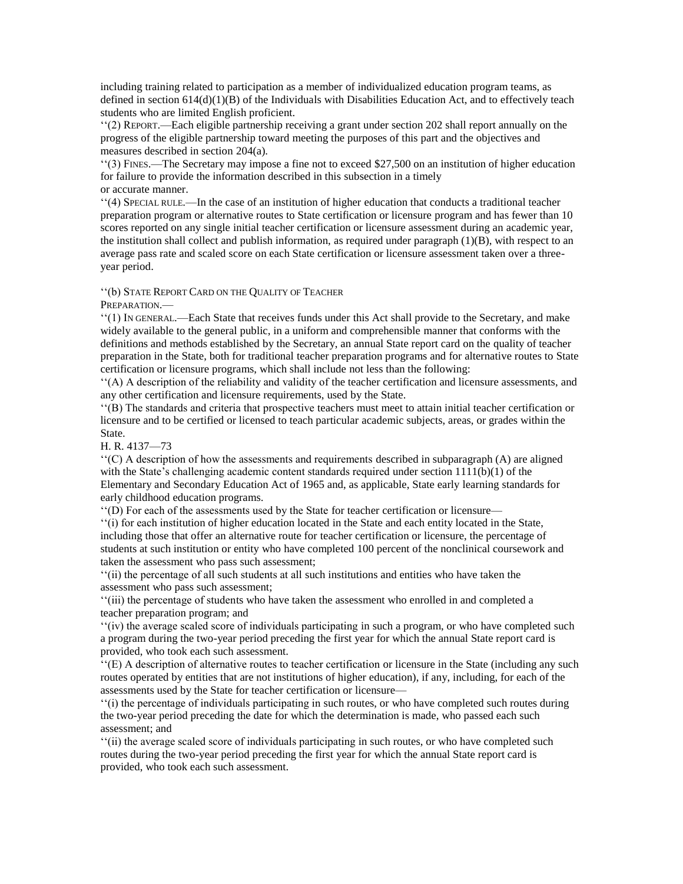including training related to participation as a member of individualized education program teams, as defined in section 614(d)(1)(B) of the Individuals with Disabilities Education Act, and to effectively teach students who are limited English proficient.

''(2) REPORT.—Each eligible partnership receiving a grant under section 202 shall report annually on the progress of the eligible partnership toward meeting the purposes of this part and the objectives and measures described in section 204(a).

''(3) FINES.—The Secretary may impose a fine not to exceed $27,500 on an institution of higher education for failure to provide the information described in this subsection in a timely or accurate manner.

''(4) SPECIAL RULE.—In the case of an institution of higher education that conducts a traditional teacher preparation program or alternative routes to State certification or licensure program and has fewer than 10 scores reported on any single initial teacher certification or licensure assessment during an academic year, the institution shall collect and publish information, as required under paragraph (1)(B), with respect to an average pass rate and scaled score on each State certification or licensure assessment taken over a three-year period.

''(b) STATE REPORT CARD ON THE QUALITY OF TEACHER PREPARATION.—

''(1) IN GENERAL.—Each State that receives funds under this Act shall provide to the Secretary, and make widely available to the general public, in a uniform and comprehensible manner that conforms with the definitions and methods established by the Secretary, an annual State report card on the quality of teacher preparation in the State, both for traditional teacher preparation programs and for alternative routes to State certification or licensure programs, which shall include not less than the following:

''(A) A description of the reliability and validity of the teacher certification and licensure assessments, and any other certification and licensure requirements, used by the State.

''(B) The standards and criteria that prospective teachers must meet to attain initial teacher certification or licensure and to be certified or licensed to teach particular academic subjects, areas, or grades within the State.

''(C) A description of how the assessments and requirements described in subparagraph (A) are aligned with the State's challenging academic content standards required under section 1111(b)(1) of the Elementary and Secondary Education Act of 1965 and, as applicable, State early learning standards for early childhood education programs.

''(D) For each of the assessments used by the State for teacher certification or licensure—

''(i) for each institution of higher education located in the State and each entity located in the State, including those that offer an alternative route for teacher certification or licensure, the percentage of students at such institution or entity who have completed 100 percent of the nonclinical coursework and taken the assessment who pass such assessment;

''(ii) the percentage of all such students at all such institutions and entities who have taken the assessment who pass such assessment;

''(iii) the percentage of students who have taken the assessment who enrolled in and completed a teacher preparation program; and

''(iv) the average scaled score of individuals participating in such a program, or who have completed such a program during the two-year period preceding the first year for which the annual State report card is provided, who took each such assessment.

''(E) A description of alternative routes to teacher certification or licensure in the State (including any such routes operated by entities that are not institutions of higher education), if any, including, for each of the assessments used by the State for teacher certification or licensure—

''(i) the percentage of individuals participating in such routes, or who have completed such routes during the two-year period preceding the date for which the determination is made, who passed each such assessment; and

''(ii) the average scaled score of individuals participating in such routes, or who have completed such routes during the two-year period preceding the first year for which the annual State report card is provided, who took each such assessment.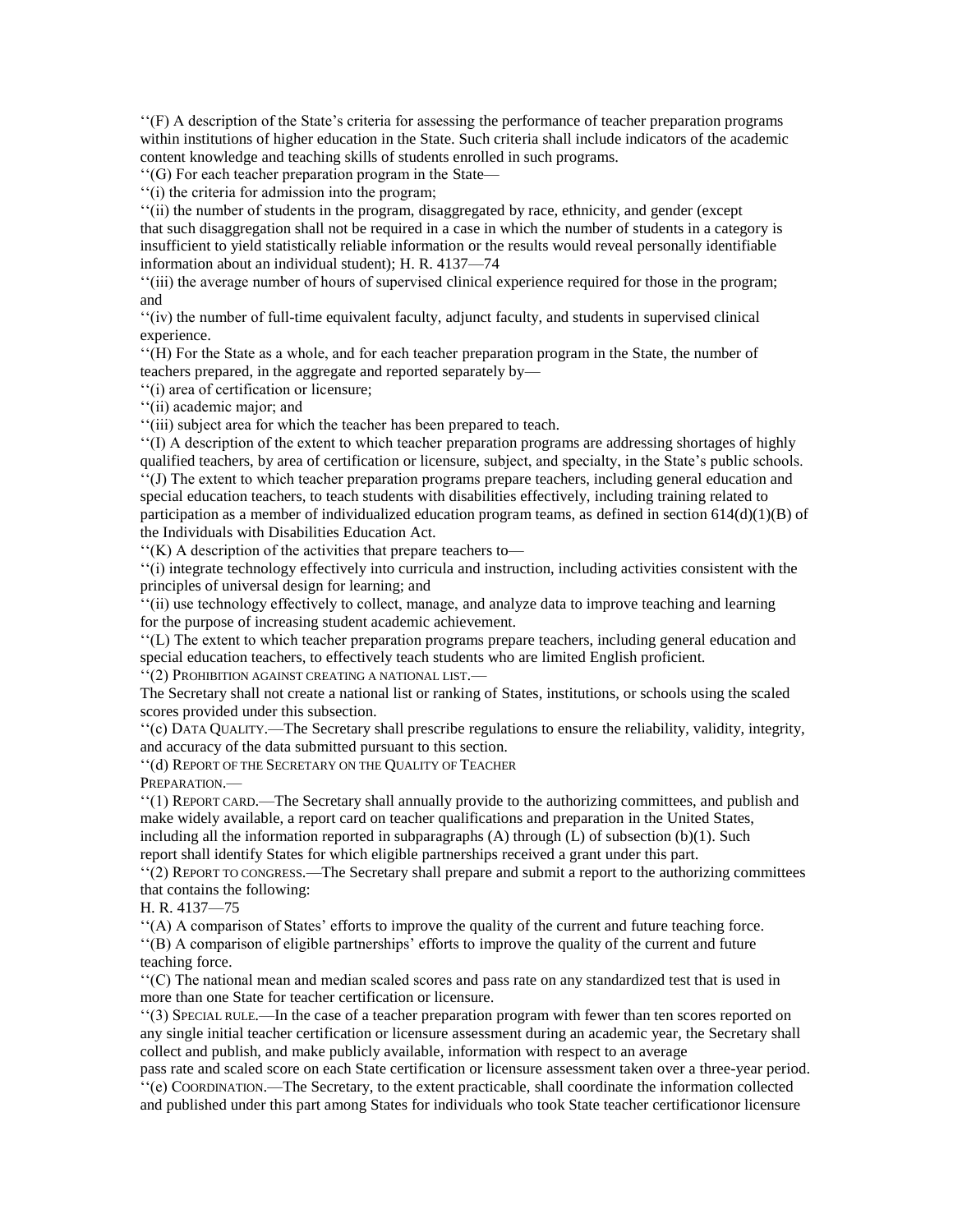''(F) A description of the State's criteria for assessing the performance of teacher preparation programs within institutions of higher education in the State. Such criteria shall include indicators of the academic content knowledge and teaching skills of students enrolled in such programs.

''(G) For each teacher preparation program in the State—

''(i) the criteria for admission into the program;

''(ii) the number of students in the program, disaggregated by race, ethnicity, and gender (except that such disaggregation shall not be required in a case in which the number of students in a category is insufficient to yield statistically reliable information or the results would reveal personally identifiable information about an individual student); H. R. 4137—74

''(iii) the average number of hours of supervised clinical experience required for those in the program; and

''(iv) the number of full-time equivalent faculty, adjunct faculty, and students in supervised clinical experience.

''(H) For the State as a whole, and for each teacher preparation program in the State, the number of teachers prepared, in the aggregate and reported separately by—

''(i) area of certification or licensure;

''(ii) academic major; and

''(iii) subject area for which the teacher has been prepared to teach.

''(I) A description of the extent to which teacher preparation programs are addressing shortages of highly qualified teachers, by area of certification or licensure, subject, and specialty, in the State's public schools.

''(J) The extent to which teacher preparation programs prepare teachers, including general education and special education teachers, to teach students with disabilities effectively, including training related to participation as a member of individualized education program teams, as defined in section 614(d)(1)(B) of the Individuals with Disabilities Education Act.

''(K) A description of the activities that prepare teachers to—

''(i) integrate technology effectively into curricula and instruction, including activities consistent with the principles of universal design for learning; and

''(ii) use technology effectively to collect, manage, and analyze data to improve teaching and learning for the purpose of increasing student academic achievement.

''(L) The extent to which teacher preparation programs prepare teachers, including general education and special education teachers, to effectively teach students who are limited English proficient.

''(2) PROHIBITION AGAINST CREATING A NATIONAL LIST.—

The Secretary shall not create a national list or ranking of States, institutions, or schools using the scaled scores provided under this subsection.

''(c) DATA QUALITY.—The Secretary shall prescribe regulations to ensure the reliability, validity, integrity, and accuracy of the data submitted pursuant to this section.

''(d) REPORT OF THE SECRETARY ON THE QUALITY OF TEACHER PREPARATION.—

''(1) REPORT CARD.—The Secretary shall annually provide to the authorizing committees, and publish and make widely available, a report card on teacher qualifications and preparation in the United States, including all the information reported in subparagraphs (A) through (L) of subsection (b)(1). Such report shall identify States for which eligible partnerships received a grant under this part.

''(2) REPORT TO CONGRESS.—The Secretary shall prepare and submit a report to the authorizing committees that contains the following:

H. R. 4137—75

''(A) A comparison of States' efforts to improve the quality of the current and future teaching force.

''(B) A comparison of eligible partnerships' efforts to improve the quality of the current and future teaching force.

''(C) The national mean and median scaled scores and pass rate on any standardized test that is used in more than one State for teacher certification or licensure.

''(3) SPECIAL RULE.—In the case of a teacher preparation program with fewer than ten scores reported on any single initial teacher certification or licensure assessment during an academic year, the Secretary shall collect and publish, and make publicly available, information with respect to an average pass rate and scaled score on each State certification or licensure assessment taken over a three-year period.

''(e) COORDINATION.—The Secretary, to the extent practicable, shall coordinate the information collected and published under this part among States for individuals who took State teacher certificationor licensure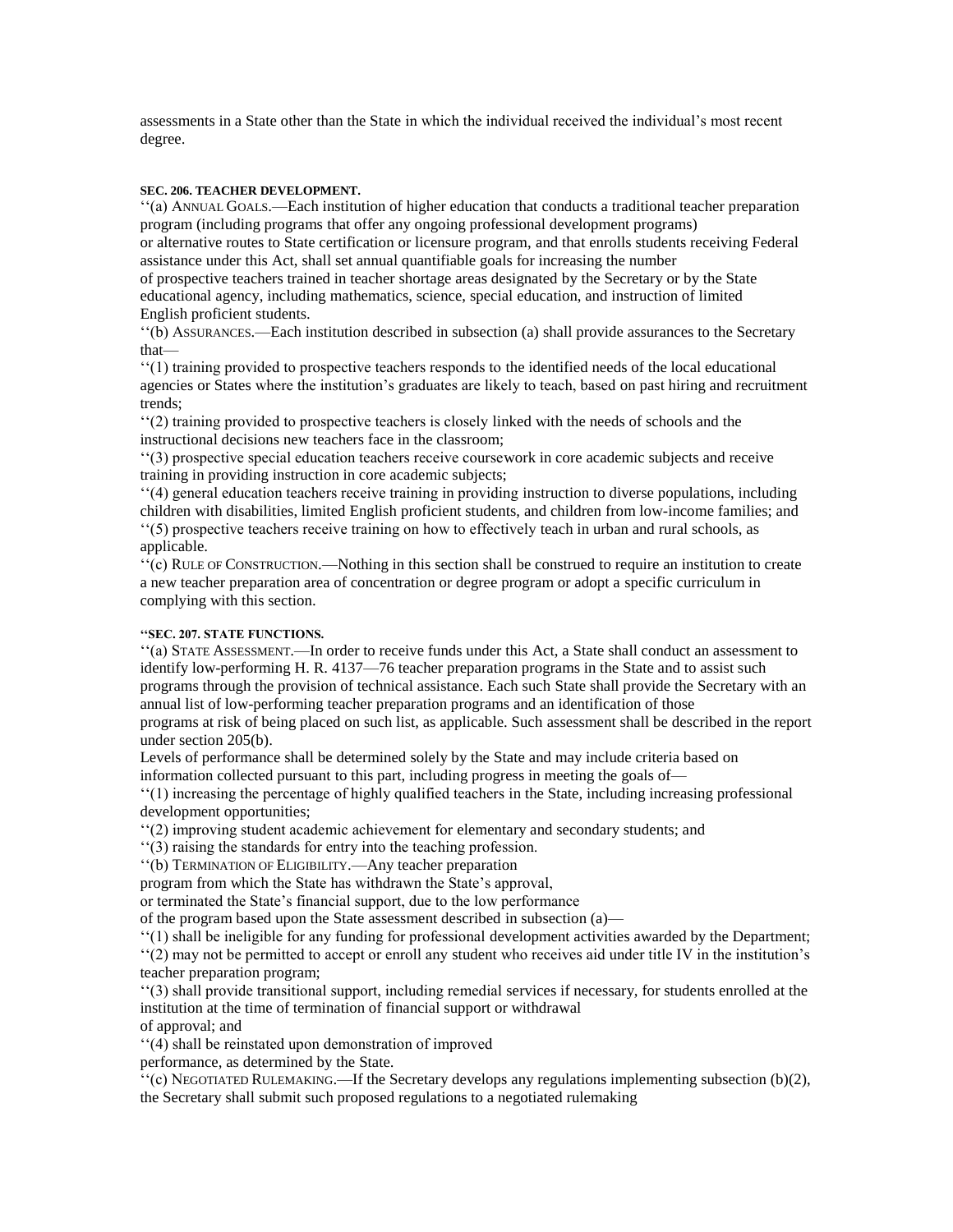assessments in a State other than the State in which the individual received the individual's most recent degree.

#### SEC. 206. TEACHER DEVELOPMENT.

''(a) ANNUAL GOALS.—Each institution of higher education that conducts a traditional teacher preparation program (including programs that offer any ongoing professional development programs) or alternative routes to State certification or licensure program, and that enrolls students receiving Federal assistance under this Act, shall set annual quantifiable goals for increasing the number of prospective teachers trained in teacher shortage areas designated by the Secretary or by the State educational agency, including mathematics, science, special education, and instruction of limited English proficient students.

''(b) ASSURANCES.—Each institution described in subsection (a) shall provide assurances to the Secretary that—

''(1) training provided to prospective teachers responds to the identified needs of the local educational agencies or States where the institution's graduates are likely to teach, based on past hiring and recruitment trends;

''(2) training provided to prospective teachers is closely linked with the needs of schools and the instructional decisions new teachers face in the classroom;

''(3) prospective special education teachers receive coursework in core academic subjects and receive training in providing instruction in core academic subjects;

''(4) general education teachers receive training in providing instruction to diverse populations, including children with disabilities, limited English proficient students, and children from low-income families; and

''(5) prospective teachers receive training on how to effectively teach in urban and rural schools, as applicable.

''(c) RULE OF CONSTRUCTION.—Nothing in this section shall be construed to require an institution to create a new teacher preparation area of concentration or degree program or adopt a specific curriculum in complying with this section.

#### ''SEC. 207. STATE FUNCTIONS.

''(a) STATE ASSESSMENT.—In order to receive funds under this Act, a State shall conduct an assessment to identify low-performing H. R. 4137—76 teacher preparation programs in the State and to assist such programs through the provision of technical assistance. Each such State shall provide the Secretary with an annual list of low-performing teacher preparation programs and an identification of those programs at risk of being placed on such list, as applicable. Such assessment shall be described in the report under section 205(b).

Levels of performance shall be determined solely by the State and may include criteria based on information collected pursuant to this part, including progress in meeting the goals of—

''(1) increasing the percentage of highly qualified teachers in the State, including increasing professional development opportunities;

''(2) improving student academic achievement for elementary and secondary students; and

''(3) raising the standards for entry into the teaching profession.

''(b) TERMINATION OF ELIGIBILITY.—Any teacher preparation program from which the State has withdrawn the State's approval, or terminated the State's financial support, due to the low performance of the program based upon the State assessment described in subsection (a)—

''(1) shall be ineligible for any funding for professional development activities awarded by the Department;

''(2) may not be permitted to accept or enroll any student who receives aid under title IV in the institution's teacher preparation program;

''(3) shall provide transitional support, including remedial services if necessary, for students enrolled at the institution at the time of termination of financial support or withdrawal of approval; and

''(4) shall be reinstated upon demonstration of improved performance, as determined by the State.

''(c) NEGOTIATED RULEMAKING.—If the Secretary develops any regulations implementing subsection (b)(2), the Secretary shall submit such proposed regulations to a negotiated rulemaking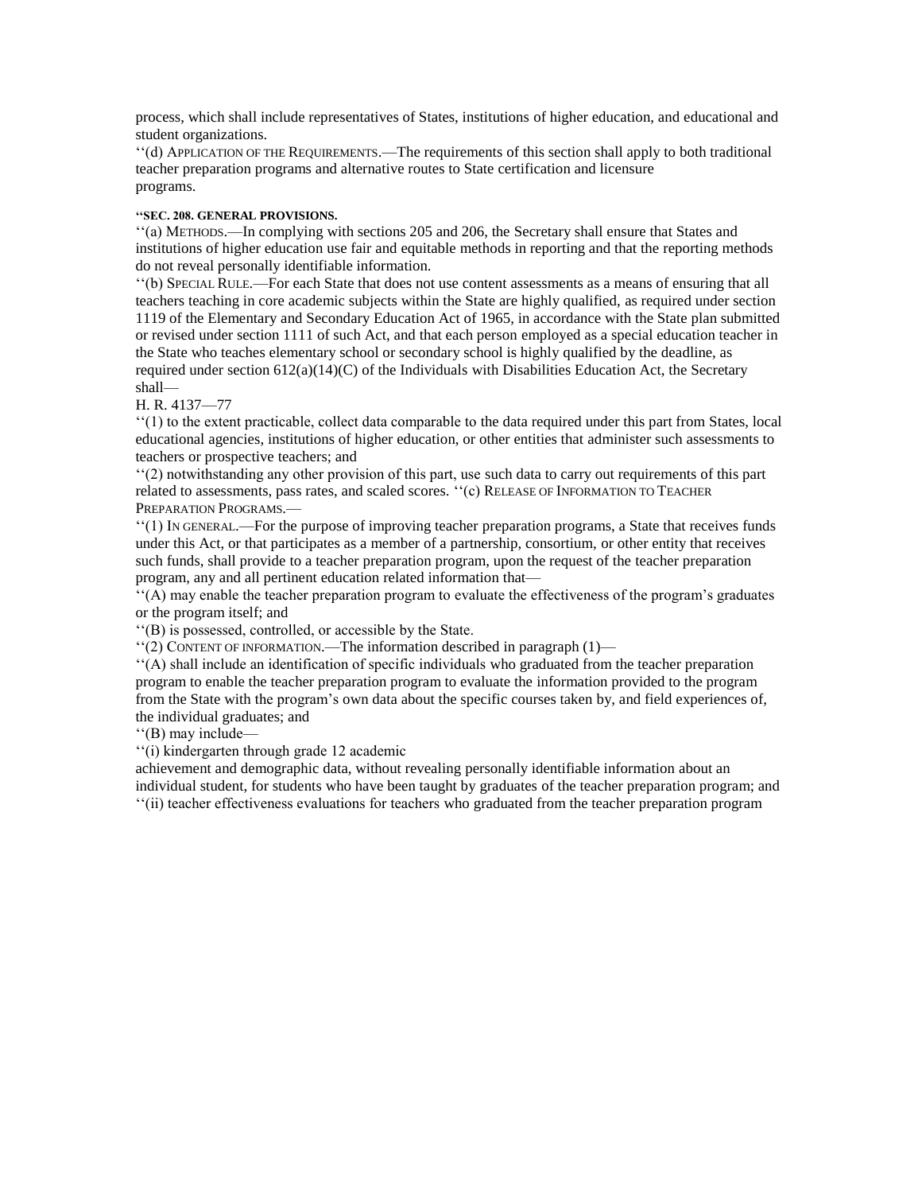process, which shall include representatives of States, institutions of higher education, and educational and student organizations.

''(d) APPLICATION OF THE REQUIREMENTS.—The requirements of this section shall apply to both traditional teacher preparation programs and alternative routes to State certification and licensure programs.

**''SEC. 208. GENERAL PROVISIONS.**

''(a) METHODS.—In complying with sections 205 and 206, the Secretary shall ensure that States and institutions of higher education use fair and equitable methods in reporting and that the reporting methods do not reveal personally identifiable information.

''(b) SPECIAL RULE.—For each State that does not use content assessments as a means of ensuring that all teachers teaching in core academic subjects within the State are highly qualified, as required under section 1119 of the Elementary and Secondary Education Act of 1965, in accordance with the State plan submitted or revised under section 1111 of such Act, and that each person employed as a special education teacher in the State who teaches elementary school or secondary school is highly qualified by the deadline, as required under section 612(a)(14)(C) of the Individuals with Disabilities Education Act, the Secretary shall—

H. R. 4137—77

''(1) to the extent practicable, collect data comparable to the data required under this part from States, local educational agencies, institutions of higher education, or other entities that administer such assessments to teachers or prospective teachers; and

''(2) notwithstanding any other provision of this part, use such data to carry out requirements of this part related to assessments, pass rates, and scaled scores. ''(c) RELEASE OF INFORMATION TO TEACHER PREPARATION PROGRAMS.—

''(1) IN GENERAL.—For the purpose of improving teacher preparation programs, a State that receives funds under this Act, or that participates as a member of a partnership, consortium, or other entity that receives such funds, shall provide to a teacher preparation program, upon the request of the teacher preparation program, any and all pertinent education related information that—

''(A) may enable the teacher preparation program to evaluate the effectiveness of the program's graduates or the program itself; and

''(B) is possessed, controlled, or accessible by the State.

''(2) CONTENT OF INFORMATION.—The information described in paragraph (1)—

''(A) shall include an identification of specific individuals who graduated from the teacher preparation program to enable the teacher preparation program to evaluate the information provided to the program from the State with the program's own data about the specific courses taken by, and field experiences of, the individual graduates; and

''(B) may include—

''(i) kindergarten through grade 12 academic achievement and demographic data, without revealing personally identifiable information about an individual student, for students who have been taught by graduates of the teacher preparation program; and

''(ii) teacher effectiveness evaluations for teachers who graduated from the teacher preparation program